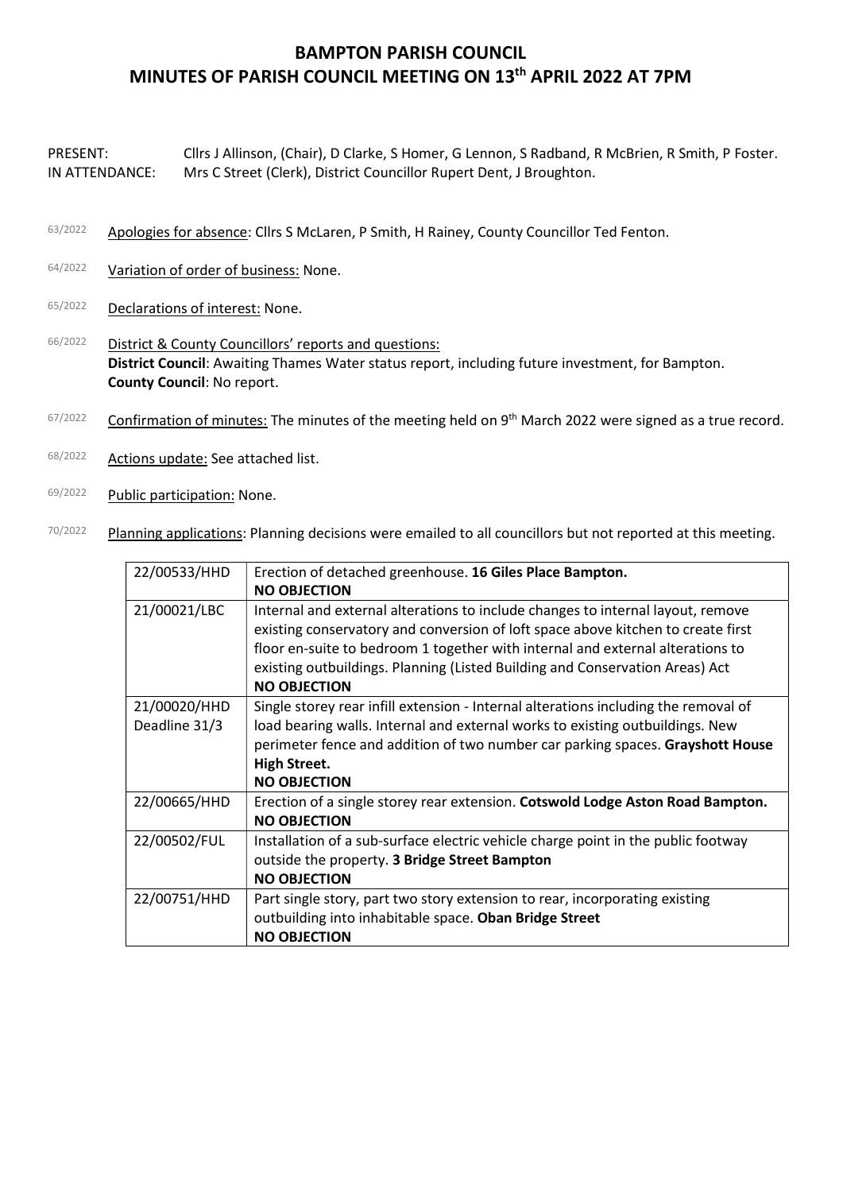# BAMPTON PARISH COUNCIL
# MINUTES OF PARISH COUNCIL MEETING ON 13th APRIL 2022 AT 7PM

PRESENT: Cllrs J Allinson, (Chair), D Clarke, S Homer, G Lennon, S Radband, R McBrien, R Smith, P Foster.
IN ATTENDANCE: Mrs C Street (Clerk), District Councillor Rupert Dent, J Broughton.

63/2022 Apologies for absence: Cllrs S McLaren, P Smith, H Rainey, County Councillor Ted Fenton.

64/2022 Variation of order of business: None.

65/2022 Declarations of interest: None.

66/2022 District & County Councillors' reports and questions:
**District Council**: Awaiting Thames Water status report, including future investment, for Bampton.
**County Council**: No report.

67/2022 Confirmation of minutes: The minutes of the meeting held on 9th March 2022 were signed as a true record.

68/2022 Actions update: See attached list.

69/2022 Public participation: None.

70/2022 Planning applications: Planning decisions were emailed to all councillors but not reported at this meeting.

| | |
|---|---|
| 22/00533/HHD | Erection of detached greenhouse. **16 Giles Place Bampton.** **NO OBJECTION** |
| 21/00021/LBC | Internal and external alterations to include changes to internal layout, remove existing conservatory and conversion of loft space above kitchen to create first floor en-suite to bedroom 1 together with internal and external alterations to existing outbuildings. Planning (Listed Building and Conservation Areas) Act **NO OBJECTION** |
| 21/00020/HHD Deadline 31/3 | Single storey rear infill extension - Internal alterations including the removal of load bearing walls. Internal and external works to existing outbuildings. New perimeter fence and addition of two number car parking spaces. **Grayshott House High Street.** **NO OBJECTION** |
| 22/00665/HHD | Erection of a single storey rear extension. **Cotswold Lodge Aston Road Bampton.** **NO OBJECTION** |
| 22/00502/FUL | Installation of a sub-surface electric vehicle charge point in the public footway outside the property. **3 Bridge Street Bampton** **NO OBJECTION** |
| 22/00751/HHD | Part single story, part two story extension to rear, incorporating existing outbuilding into inhabitable space. **Oban Bridge Street** **NO OBJECTION** |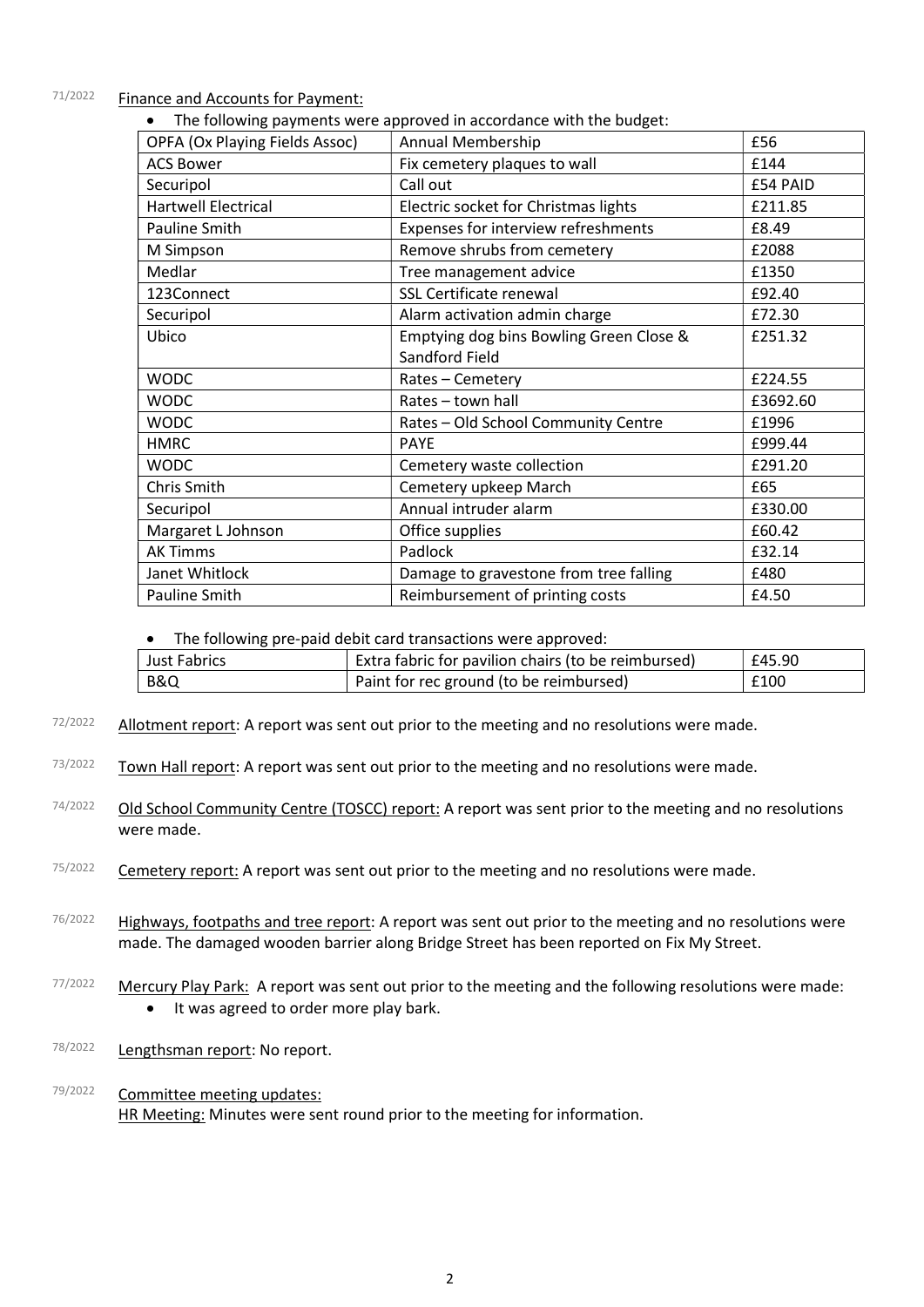71/2022 Finance and Accounts for Payment:

- The following payments were approved in accordance with the budget:

| OPFA (Ox Playing Fields Assoc) | Annual Membership | £56 |
|---|---|---|
| ACS Bower | Fix cemetery plaques to wall | £144 |
| Securipol | Call out | £54 PAID |
| Hartwell Electrical | Electric socket for Christmas lights | £211.85 |
| Pauline Smith | Expenses for interview refreshments | £8.49 |
| M Simpson | Remove shrubs from cemetery | £2088 |
| Medlar | Tree management advice | £1350 |
| 123Connect | SSL Certificate renewal | £92.40 |
| Securipol | Alarm activation admin charge | £72.30 |
| Ubico | Emptying dog bins Bowling Green Close & Sandford Field | £251.32 |
| WODC | Rates – Cemetery | £224.55 |
| WODC | Rates – town hall | £3692.60 |
| WODC | Rates – Old School Community Centre | £1996 |
| HMRC | PAYE | £999.44 |
| WODC | Cemetery waste collection | £291.20 |
| Chris Smith | Cemetery upkeep March | £65 |
| Securipol | Annual intruder alarm | £330.00 |
| Margaret L Johnson | Office supplies | £60.42 |
| AK Timms | Padlock | £32.14 |
| Janet Whitlock | Damage to gravestone from tree falling | £480 |
| Pauline Smith | Reimbursement of printing costs | £4.50 |

- The following pre-paid debit card transactions were approved:

| Just Fabrics | Extra fabric for pavilion chairs (to be reimbursed) | £45.90 |
|---|---|---|
| B&Q | Paint for rec ground (to be reimbursed) | £100 |

72/2022 Allotment report: A report was sent out prior to the meeting and no resolutions were made.

73/2022 Town Hall report: A report was sent out prior to the meeting and no resolutions were made.

74/2022 Old School Community Centre (TOSCC) report: A report was sent prior to the meeting and no resolutions were made.

75/2022 Cemetery report: A report was sent out prior to the meeting and no resolutions were made.

76/2022 Highways, footpaths and tree report: A report was sent out prior to the meeting and no resolutions were made. The damaged wooden barrier along Bridge Street has been reported on Fix My Street.

77/2022 Mercury Play Park: A report was sent out prior to the meeting and the following resolutions were made:

- It was agreed to order more play bark.

78/2022 Lengthsman report: No report.

79/2022 Committee meeting updates:

HR Meeting: Minutes were sent round prior to the meeting for information.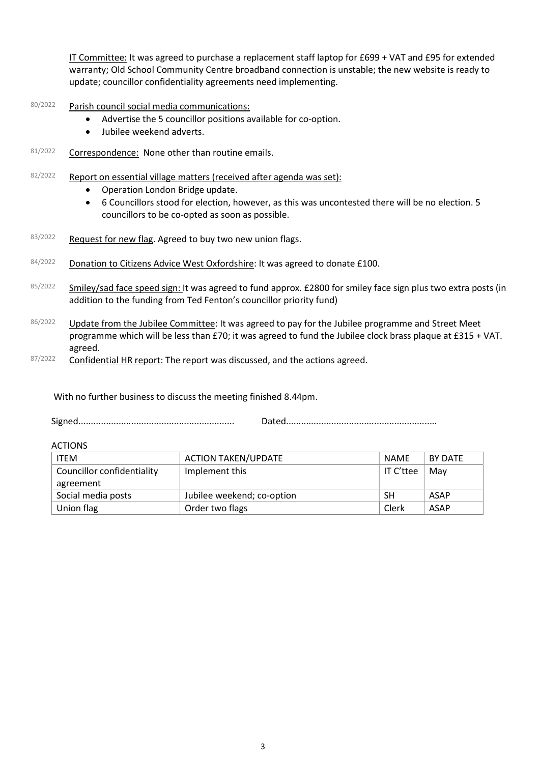<u>IT Committee:</u> It was agreed to purchase a replacement staff laptop for £699 + VAT and £95 for extended warranty; Old School Community Centre broadband connection is unstable; the new website is ready to update; councillor confidentiality agreements need implementing.

80/2022 <u>Parish council social media communications:</u>

- Advertise the 5 councillor positions available for co-option.
- Jubilee weekend adverts.

81/2022 <u>Correspondence:</u> None other than routine emails.

82/2022 <u>Report on essential village matters (received after agenda was set):</u>

- Operation London Bridge update.
- 6 Councillors stood for election, however, as this was uncontested there will be no election. 5 councillors to be co-opted as soon as possible.

83/2022 <u>Request for new flag</u>. Agreed to buy two new union flags.

84/2022 <u>Donation to Citizens Advice West Oxfordshire</u>: It was agreed to donate £100.

85/2022 <u>Smiley/sad face speed sign:</u> It was agreed to fund approx. £2800 for smiley face sign plus two extra posts (in addition to the funding from Ted Fenton's councillor priority fund)

86/2022 <u>Update from the Jubilee Committee</u>: It was agreed to pay for the Jubilee programme and Street Meet programme which will be less than £70; it was agreed to fund the Jubilee clock brass plaque at £315 + VAT. agreed.

87/2022 <u>Confidential HR report:</u> The report was discussed, and the actions agreed.

With no further business to discuss the meeting finished 8.44pm.

Signed............................................................ Dated..........................................................

ACTIONS

| ITEM | ACTION TAKEN/UPDATE | NAME | BY DATE |
|---|---|---|---|
| Councillor confidentiality agreement | Implement this | IT C'ttee | May |
| Social media posts | Jubilee weekend; co-option | SH | ASAP |
| Union flag | Order two flags | Clerk | ASAP |